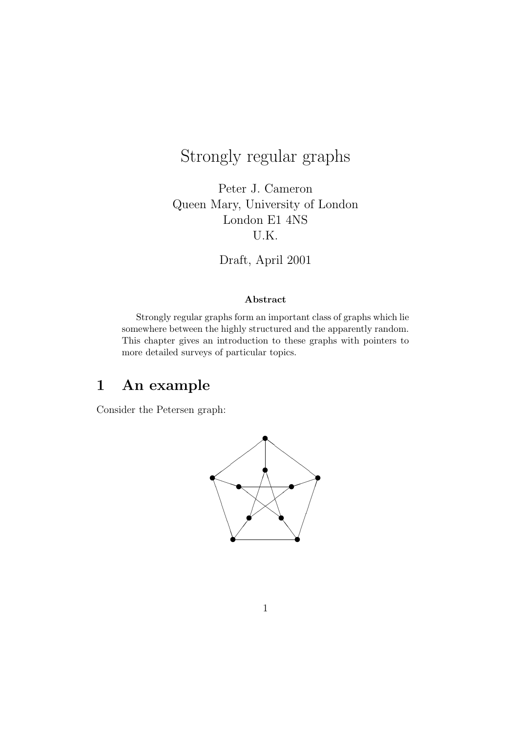# Strongly regular graphs

Peter J. Cameron
Queen Mary, University of London
London E1 4NS
U.K.

Draft, April 2001

**Abstract**

Strongly regular graphs form an important class of graphs which lie somewhere between the highly structured and the apparently random. This chapter gives an introduction to these graphs with pointers to more detailed surveys of particular topics.

## 1 An example

Consider the Petersen graph: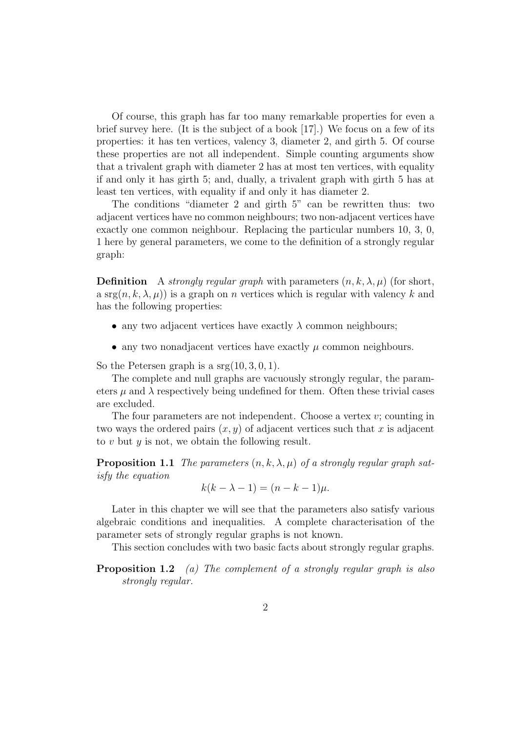Of course, this graph has far too many remarkable properties for even a brief survey here. (It is the subject of a book [17].) We focus on a few of its properties: it has ten vertices, valency 3, diameter 2, and girth 5. Of course these properties are not all independent. Simple counting arguments show that a trivalent graph with diameter 2 has at most ten vertices, with equality if and only it has girth 5; and, dually, a trivalent graph with girth 5 has at least ten vertices, with equality if and only it has diameter 2.

The conditions "diameter 2 and girth 5" can be rewritten thus: two adjacent vertices have no common neighbours; two non-adjacent vertices have exactly one common neighbour. Replacing the particular numbers 10, 3, 0, 1 here by general parameters, we come to the definition of a strongly regular graph:

**Definition** A *strongly regular graph* with parameters $(n, k, \lambda, \mu)$ (for short, a $\mathrm{srg}(n, k, \lambda, \mu)$) is a graph on $n$ vertices which is regular with valency $k$ and has the following properties:

- any two adjacent vertices have exactly $\lambda$ common neighbours;
- any two nonadjacent vertices have exactly $\mu$ common neighbours.

So the Petersen graph is a $\mathrm{srg}(10, 3, 0, 1)$.

The complete and null graphs are vacuously strongly regular, the parameters $\mu$ and $\lambda$ respectively being undefined for them. Often these trivial cases are excluded.

The four parameters are not independent. Choose a vertex $v$; counting in two ways the ordered pairs $(x, y)$ of adjacent vertices such that $x$ is adjacent to $v$ but $y$ is not, we obtain the following result.

**Proposition 1.1** *The parameters $(n, k, \lambda, \mu)$ of a strongly regular graph satisfy the equation*

$$k(k - \lambda - 1) = (n - k - 1)\mu.$$

Later in this chapter we will see that the parameters also satisfy various algebraic conditions and inequalities. A complete characterisation of the parameter sets of strongly regular graphs is not known.

This section concludes with two basic facts about strongly regular graphs.

**Proposition 1.2** *(a) The complement of a strongly regular graph is also strongly regular.*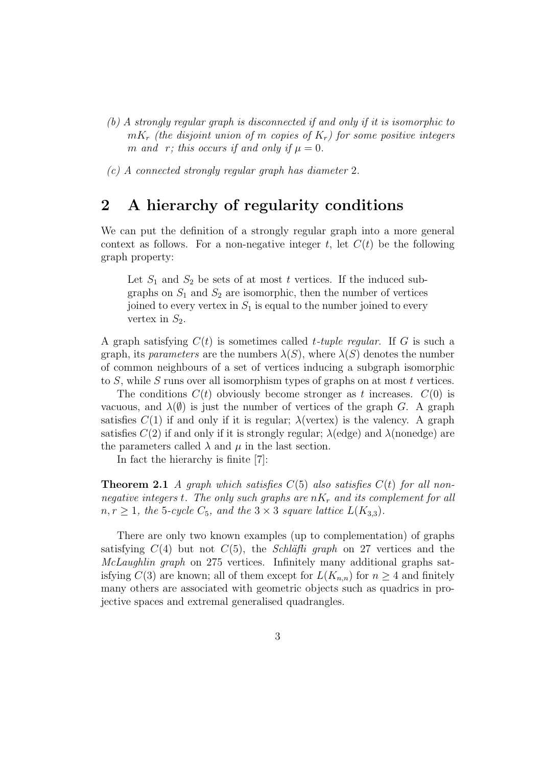*(b) A strongly regular graph is disconnected if and only if it is isomorphic to $mK_r$ (the disjoint union of $m$ copies of $K_r$) for some positive integers $m$ and $r$; this occurs if and only if $\mu = 0$.*

*(c) A connected strongly regular graph has diameter 2.*

## 2 A hierarchy of regularity conditions

We can put the definition of a strongly regular graph into a more general context as follows. For a non-negative integer $t$, let $C(t)$ be the following graph property:

> Let $S_1$ and $S_2$ be sets of at most $t$ vertices. If the induced subgraphs on $S_1$ and $S_2$ are isomorphic, then the number of vertices joined to every vertex in $S_1$ is equal to the number joined to every vertex in $S_2$.

A graph satisfying $C(t)$ is sometimes called *$t$-tuple regular*. If $G$ is such a graph, its *parameters* are the numbers $\lambda(S)$, where $\lambda(S)$ denotes the number of common neighbours of a set of vertices inducing a subgraph isomorphic to $S$, while $S$ runs over all isomorphism types of graphs on at most $t$ vertices.

The conditions $C(t)$ obviously become stronger as $t$ increases. $C(0)$ is vacuous, and $\lambda(\emptyset)$ is just the number of vertices of the graph $G$. A graph satisfies $C(1)$ if and only if it is regular; $\lambda(\text{vertex})$ is the valency. A graph satisfies $C(2)$ if and only if it is strongly regular; $\lambda(\text{edge})$ and $\lambda(\text{nonedge})$ are the parameters called $\lambda$ and $\mu$ in the last section.

In fact the hierarchy is finite [7]:

**Theorem 2.1** *A graph which satisfies $C(5)$ also satisfies $C(t)$ for all non-negative integers $t$. The only such graphs are $nK_r$ and its complement for all $n, r \geq 1$, the 5-cycle $C_5$, and the $3 \times 3$ square lattice $L(K_{3,3})$.*

There are only two known examples (up to complementation) of graphs satisfying $C(4)$ but not $C(5)$, the *Schläfli graph* on 27 vertices and the *McLaughlin graph* on 275 vertices. Infinitely many additional graphs satisfying $C(3)$ are known; all of them except for $L(K_{n,n})$ for $n \geq 4$ and finitely many others are associated with geometric objects such as quadrics in projective spaces and extremal generalised quadrangles.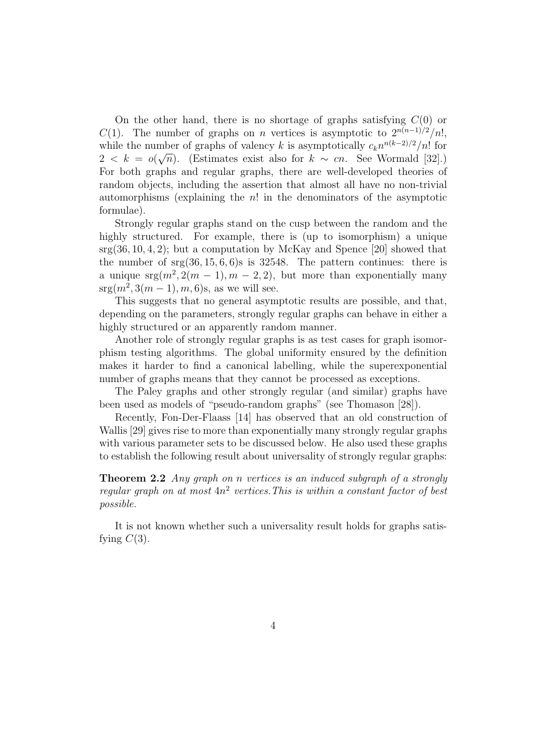On the other hand, there is no shortage of graphs satisfying $C(0)$ or $C(1)$. The number of graphs on $n$ vertices is asymptotic to $2^{n(n-1)/2}/n!$, while the number of graphs of valency $k$ is asymptotically $c_k n^{n(k-2)/2}/n!$ for $2 < k = o(\sqrt{n})$. (Estimates exist also for $k \sim cn$. See Wormald [32].) For both graphs and regular graphs, there are well-developed theories of random objects, including the assertion that almost all have no non-trivial automorphisms (explaining the $n!$ in the denominators of the asymptotic formulae).

Strongly regular graphs stand on the cusp between the random and the highly structured. For example, there is (up to isomorphism) a unique $\mathrm{srg}(36, 10, 4, 2)$; but a computation by McKay and Spence [20] showed that the number of $\mathrm{srg}(36, 15, 6, 6)$s is 32548. The pattern continues: there is a unique $\mathrm{srg}(m^2, 2(m-1), m-2, 2)$, but more than exponentially many $\mathrm{srg}(m^2, 3(m-1), m, 6)$s, as we will see.

This suggests that no general asymptotic results are possible, and that, depending on the parameters, strongly regular graphs can behave in either a highly structured or an apparently random manner.

Another role of strongly regular graphs is as test cases for graph isomorphism testing algorithms. The global uniformity ensured by the definition makes it harder to find a canonical labelling, while the superexponential number of graphs means that they cannot be processed as exceptions.

The Paley graphs and other strongly regular (and similar) graphs have been used as models of "pseudo-random graphs" (see Thomason [28]).

Recently, Fon-Der-Flaass [14] has observed that an old construction of Wallis [29] gives rise to more than exponentially many strongly regular graphs with various parameter sets to be discussed below. He also used these graphs to establish the following result about universality of strongly regular graphs:

**Theorem 2.2** *Any graph on $n$ vertices is an induced subgraph of a strongly regular graph on at most $4n^2$ vertices. This is within a constant factor of best possible.*

It is not known whether such a universality result holds for graphs satisfying $C(3)$.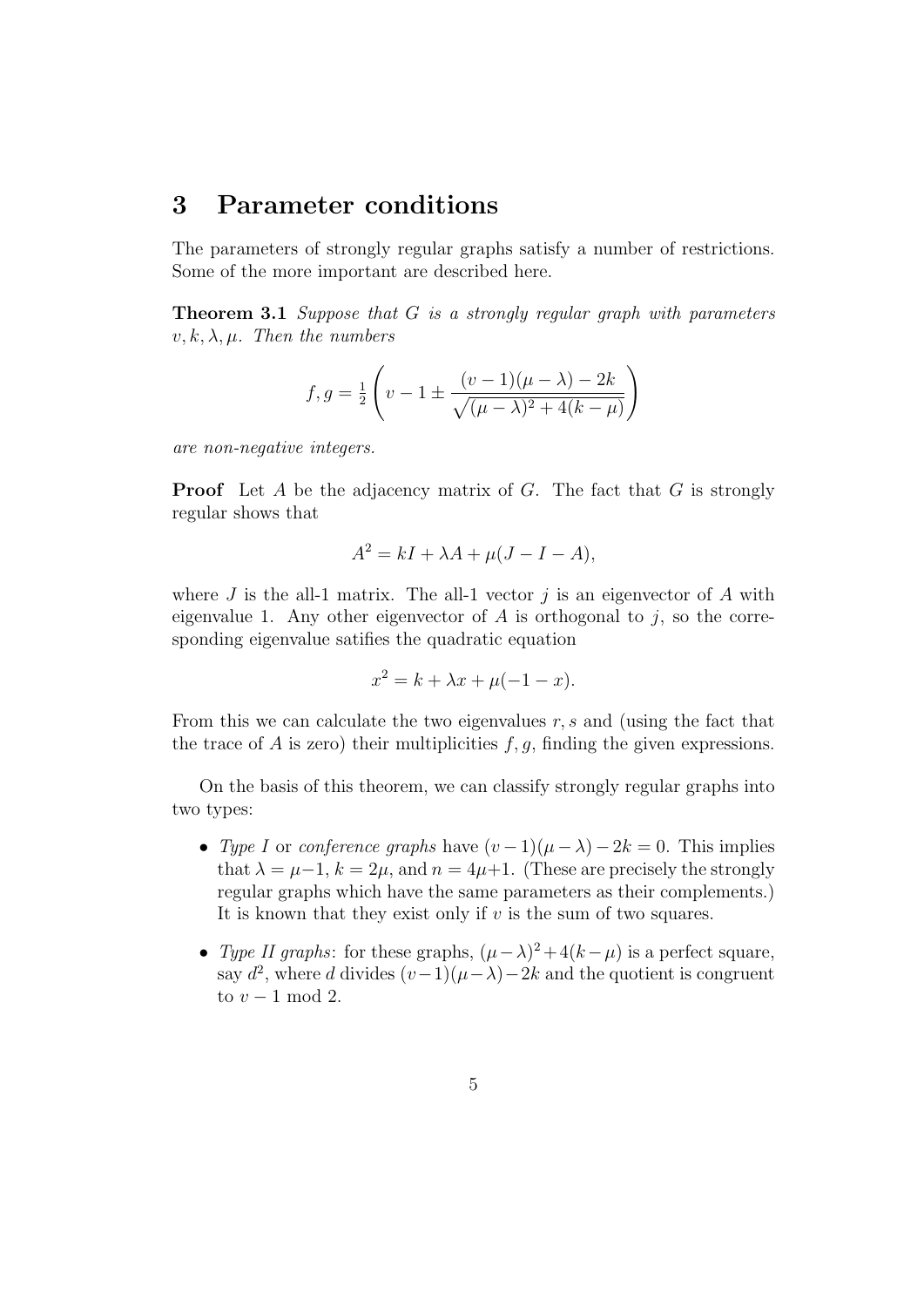## 3 Parameter conditions

The parameters of strongly regular graphs satisfy a number of restrictions. Some of the more important are described here.

**Theorem 3.1** *Suppose that $G$ is a strongly regular graph with parameters $v, k, \lambda, \mu$. Then the numbers*

$$f, g = \tfrac{1}{2}\left(v - 1 \pm \frac{(v-1)(\mu - \lambda) - 2k}{\sqrt{(\mu - \lambda)^2 + 4(k - \mu)}}\right)$$

*are non-negative integers.*

**Proof** Let $A$ be the adjacency matrix of $G$. The fact that $G$ is strongly regular shows that

$$A^2 = kI + \lambda A + \mu(J - I - A),$$

where $J$ is the all-1 matrix. The all-1 vector $j$ is an eigenvector of $A$ with eigenvalue 1. Any other eigenvector of $A$ is orthogonal to $j$, so the corresponding eigenvalue satifies the quadratic equation

$$x^2 = k + \lambda x + \mu(-1 - x).$$

From this we can calculate the two eigenvalues $r, s$ and (using the fact that the trace of $A$ is zero) their multiplicities $f, g$, finding the given expressions.

On the basis of this theorem, we can classify strongly regular graphs into two types:

- *Type I* or *conference graphs* have $(v-1)(\mu - \lambda) - 2k = 0$. This implies that $\lambda = \mu - 1$, $k = 2\mu$, and $n = 4\mu + 1$. (These are precisely the strongly regular graphs which have the same parameters as their complements.) It is known that they exist only if $v$ is the sum of two squares.
- *Type II graphs*: for these graphs, $(\mu - \lambda)^2 + 4(k - \mu)$ is a perfect square, say $d^2$, where $d$ divides $(v-1)(\mu - \lambda) - 2k$ and the quotient is congruent to $v - 1 \bmod 2$.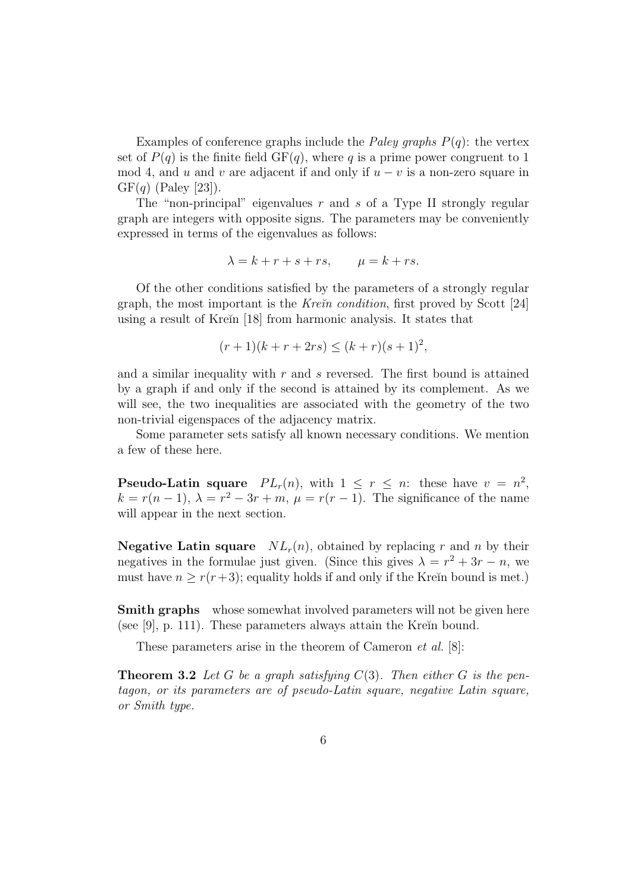Examples of conference graphs include the *Paley graphs* $P(q)$: the vertex set of $P(q)$ is the finite field $\mathrm{GF}(q)$, where $q$ is a prime power congruent to 1 mod 4, and $u$ and $v$ are adjacent if and only if $u - v$ is a non-zero square in $\mathrm{GF}(q)$ (Paley [23]).

The "non-principal" eigenvalues $r$ and $s$ of a Type II strongly regular graph are integers with opposite signs. The parameters may be conveniently expressed in terms of the eigenvalues as follows:

$$\lambda = k + r + s + rs, \qquad \mu = k + rs.$$

Of the other conditions satisfied by the parameters of a strongly regular graph, the most important is the *Kreĭn condition*, first proved by Scott [24] using a result of Kreĭn [18] from harmonic analysis. It states that

$$(r + 1)(k + r + 2rs) \leq (k + r)(s + 1)^2,$$

and a similar inequality with $r$ and $s$ reversed. The first bound is attained by a graph if and only if the second is attained by its complement. As we will see, the two inequalities are associated with the geometry of the two non-trivial eigenspaces of the adjacency matrix.

Some parameter sets satisfy all known necessary conditions. We mention a few of these here.

**Pseudo-Latin square** $PL_r(n)$, with $1 \leq r \leq n$: these have $v = n^2$, $k = r(n - 1)$, $\lambda = r^2 - 3r + m$, $\mu = r(r - 1)$. The significance of the name will appear in the next section.

**Negative Latin square** $NL_r(n)$, obtained by replacing $r$ and $n$ by their negatives in the formulae just given. (Since this gives $\lambda = r^2 + 3r - n$, we must have $n \geq r(r+3)$; equality holds if and only if the Kreĭn bound is met.)

**Smith graphs** whose somewhat involved parameters will not be given here (see [9], p. 111). These parameters always attain the Kreĭn bound.

These parameters arise in the theorem of Cameron *et al.* [8]:

**Theorem 3.2** *Let $G$ be a graph satisfying $C(3)$. Then either $G$ is the pentagon, or its parameters are of pseudo-Latin square, negative Latin square, or Smith type.*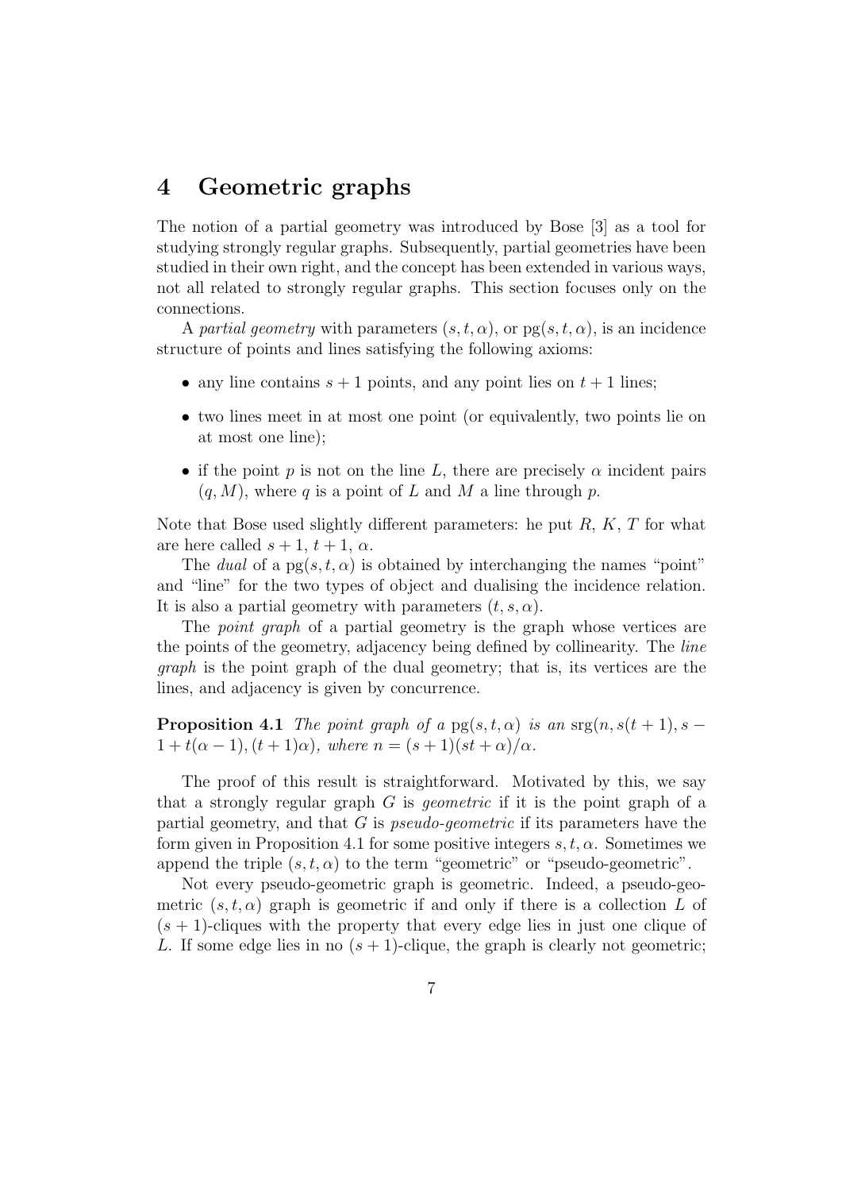## 4 Geometric graphs

The notion of a partial geometry was introduced by Bose [3] as a tool for studying strongly regular graphs. Subsequently, partial geometries have been studied in their own right, and the concept has been extended in various ways, not all related to strongly regular graphs. This section focuses only on the connections.

A *partial geometry* with parameters $(s, t, \alpha)$, or $\mathrm{pg}(s, t, \alpha)$, is an incidence structure of points and lines satisfying the following axioms:

- any line contains $s + 1$ points, and any point lies on $t + 1$ lines;
- two lines meet in at most one point (or equivalently, two points lie on at most one line);
- if the point $p$ is not on the line $L$, there are precisely $\alpha$ incident pairs $(q, M)$, where $q$ is a point of $L$ and $M$ a line through $p$.

Note that Bose used slightly different parameters: he put $R$, $K$, $T$ for what are here called $s + 1$, $t + 1$, $\alpha$.

The *dual* of a $\mathrm{pg}(s, t, \alpha)$ is obtained by interchanging the names "point" and "line" for the two types of object and dualising the incidence relation. It is also a partial geometry with parameters $(t, s, \alpha)$.

The *point graph* of a partial geometry is the graph whose vertices are the points of the geometry, adjacency being defined by collinearity. The *line graph* is the point graph of the dual geometry; that is, its vertices are the lines, and adjacency is given by concurrence.

**Proposition 4.1** *The point graph of a* $\mathrm{pg}(s, t, \alpha)$ *is an* $\mathrm{srg}(n, s(t + 1), s - 1 + t(\alpha - 1), (t + 1)\alpha)$*, where* $n = (s + 1)(st + \alpha)/\alpha$*.*

The proof of this result is straightforward. Motivated by this, we say that a strongly regular graph $G$ is *geometric* if it is the point graph of a partial geometry, and that $G$ is *pseudo-geometric* if its parameters have the form given in Proposition 4.1 for some positive integers $s, t, \alpha$. Sometimes we append the triple $(s, t, \alpha)$ to the term "geometric" or "pseudo-geometric".

Not every pseudo-geometric graph is geometric. Indeed, a pseudo-geometric $(s, t, \alpha)$ graph is geometric if and only if there is a collection $L$ of $(s + 1)$-cliques with the property that every edge lies in just one clique of $L$. If some edge lies in no $(s + 1)$-clique, the graph is clearly not geometric;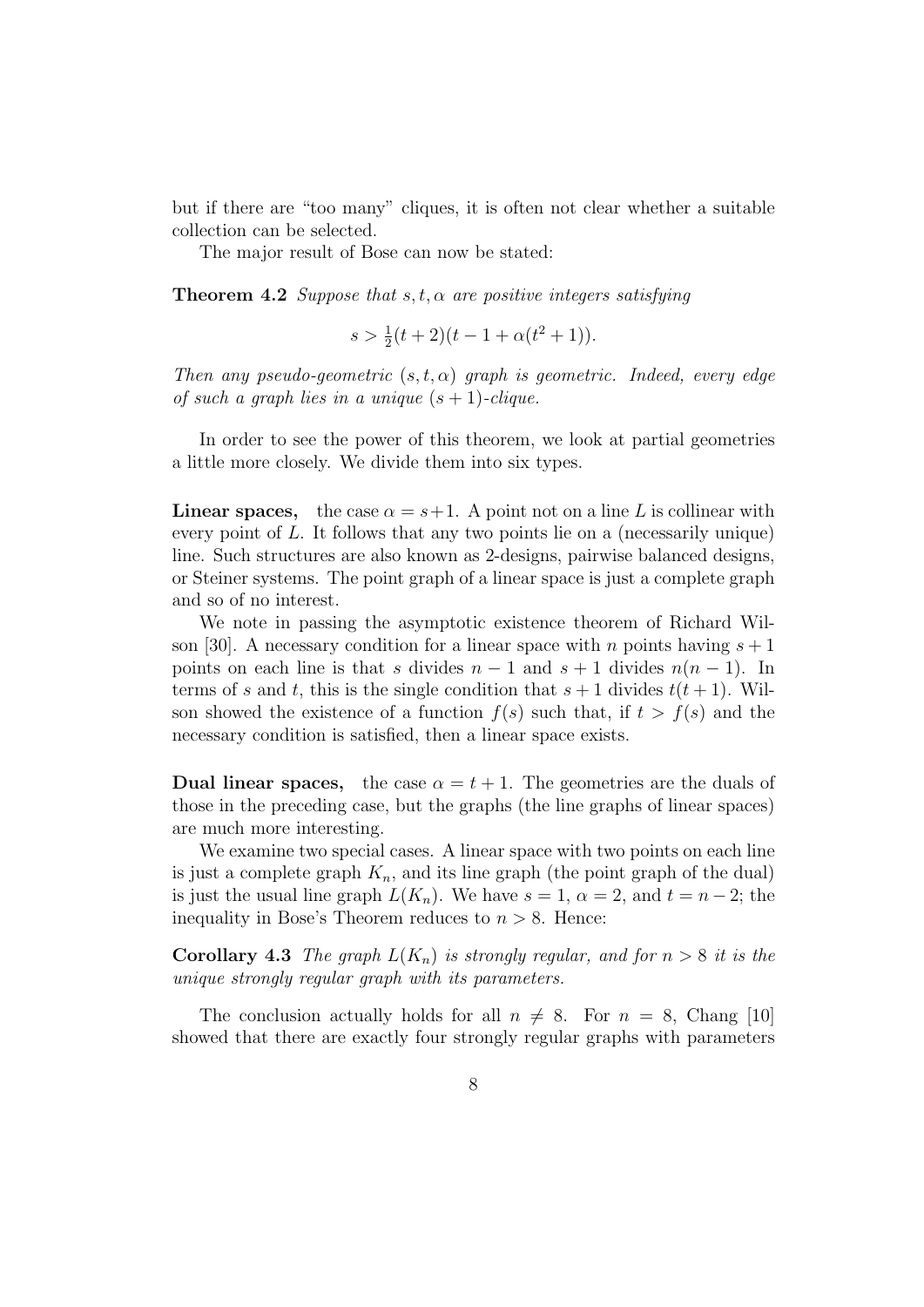but if there are "too many" cliques, it is often not clear whether a suitable collection can be selected.

The major result of Bose can now be stated:

**Theorem 4.2** *Suppose that $s, t, \alpha$ are positive integers satisfying*

$$s > \tfrac{1}{2}(t+2)(t-1+\alpha(t^2+1)).$$

*Then any pseudo-geometric $(s, t, \alpha)$ graph is geometric. Indeed, every edge of such a graph lies in a unique $(s+1)$-clique.*

In order to see the power of this theorem, we look at partial geometries a little more closely. We divide them into six types.

**Linear spaces,** the case $\alpha = s+1$. A point not on a line $L$ is collinear with every point of $L$. It follows that any two points lie on a (necessarily unique) line. Such structures are also known as 2-designs, pairwise balanced designs, or Steiner systems. The point graph of a linear space is just a complete graph and so of no interest.

We note in passing the asymptotic existence theorem of Richard Wilson [30]. A necessary condition for a linear space with $n$ points having $s+1$ points on each line is that $s$ divides $n-1$ and $s+1$ divides $n(n-1)$. In terms of $s$ and $t$, this is the single condition that $s+1$ divides $t(t+1)$. Wilson showed the existence of a function $f(s)$ such that, if $t > f(s)$ and the necessary condition is satisfied, then a linear space exists.

**Dual linear spaces,** the case $\alpha = t+1$. The geometries are the duals of those in the preceding case, but the graphs (the line graphs of linear spaces) are much more interesting.

We examine two special cases. A linear space with two points on each line is just a complete graph $K_n$, and its line graph (the point graph of the dual) is just the usual line graph $L(K_n)$. We have $s = 1$, $\alpha = 2$, and $t = n-2$; the inequality in Bose's Theorem reduces to $n > 8$. Hence:

**Corollary 4.3** *The graph $L(K_n)$ is strongly regular, and for $n > 8$ it is the unique strongly regular graph with its parameters.*

The conclusion actually holds for all $n \neq 8$. For $n = 8$, Chang [10] showed that there are exactly four strongly regular graphs with parameters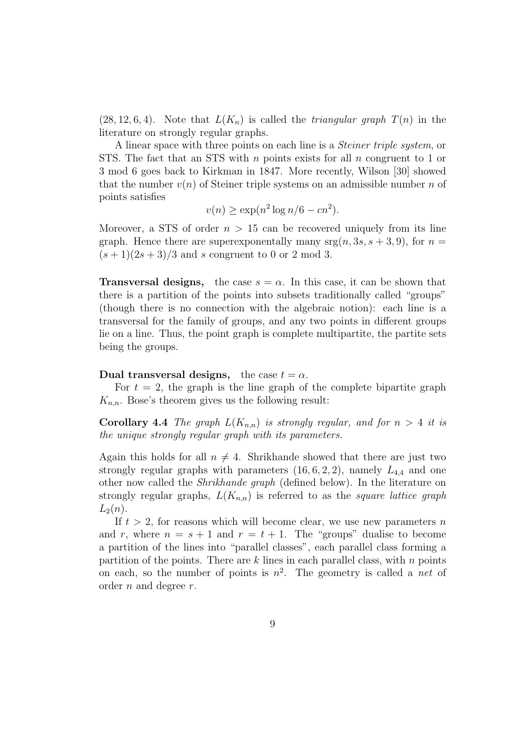$(28, 12, 6, 4)$. Note that $L(K_n)$ is called the *triangular graph* $T(n)$ in the literature on strongly regular graphs.

A linear space with three points on each line is a *Steiner triple system*, or STS. The fact that an STS with $n$ points exists for all $n$ congruent to 1 or 3 mod 6 goes back to Kirkman in 1847. More recently, Wilson [30] showed that the number $v(n)$ of Steiner triple systems on an admissible number $n$ of points satisfies

$$v(n) \geq \exp(n^2 \log n/6 - cn^2).$$

Moreover, a STS of order $n > 15$ can be recovered uniquely from its line graph. Hence there are superexponentally many $\mathrm{srg}(n, 3s, s+3, 9)$, for $n = (s+1)(2s+3)/3$ and $s$ congruent to 0 or 2 mod 3.

**Transversal designs,** the case $s = \alpha$. In this case, it can be shown that there is a partition of the points into subsets traditionally called "groups" (though there is no connection with the algebraic notion): each line is a transversal for the family of groups, and any two points in different groups lie on a line. Thus, the point graph is complete multipartite, the partite sets being the groups.

**Dual transversal designs,** the case $t = \alpha$.

For $t = 2$, the graph is the line graph of the complete bipartite graph $K_{n,n}$. Bose's theorem gives us the following result:

**Corollary 4.4** *The graph $L(K_{n,n})$ is strongly regular, and for $n > 4$ it is the unique strongly regular graph with its parameters.*

Again this holds for all $n \neq 4$. Shrikhande showed that there are just two strongly regular graphs with parameters $(16, 6, 2, 2)$, namely $L_{4,4}$ and one other now called the *Shrikhande graph* (defined below). In the literature on strongly regular graphs, $L(K_{n,n})$ is referred to as the *square lattice graph* $L_2(n)$.

If $t > 2$, for reasons which will become clear, we use new parameters $n$ and $r$, where $n = s + 1$ and $r = t + 1$. The "groups" dualise to become a partition of the lines into "parallel classes", each parallel class forming a partition of the points. There are $k$ lines in each parallel class, with $n$ points on each, so the number of points is $n^2$. The geometry is called a *net* of order $n$ and degree $r$.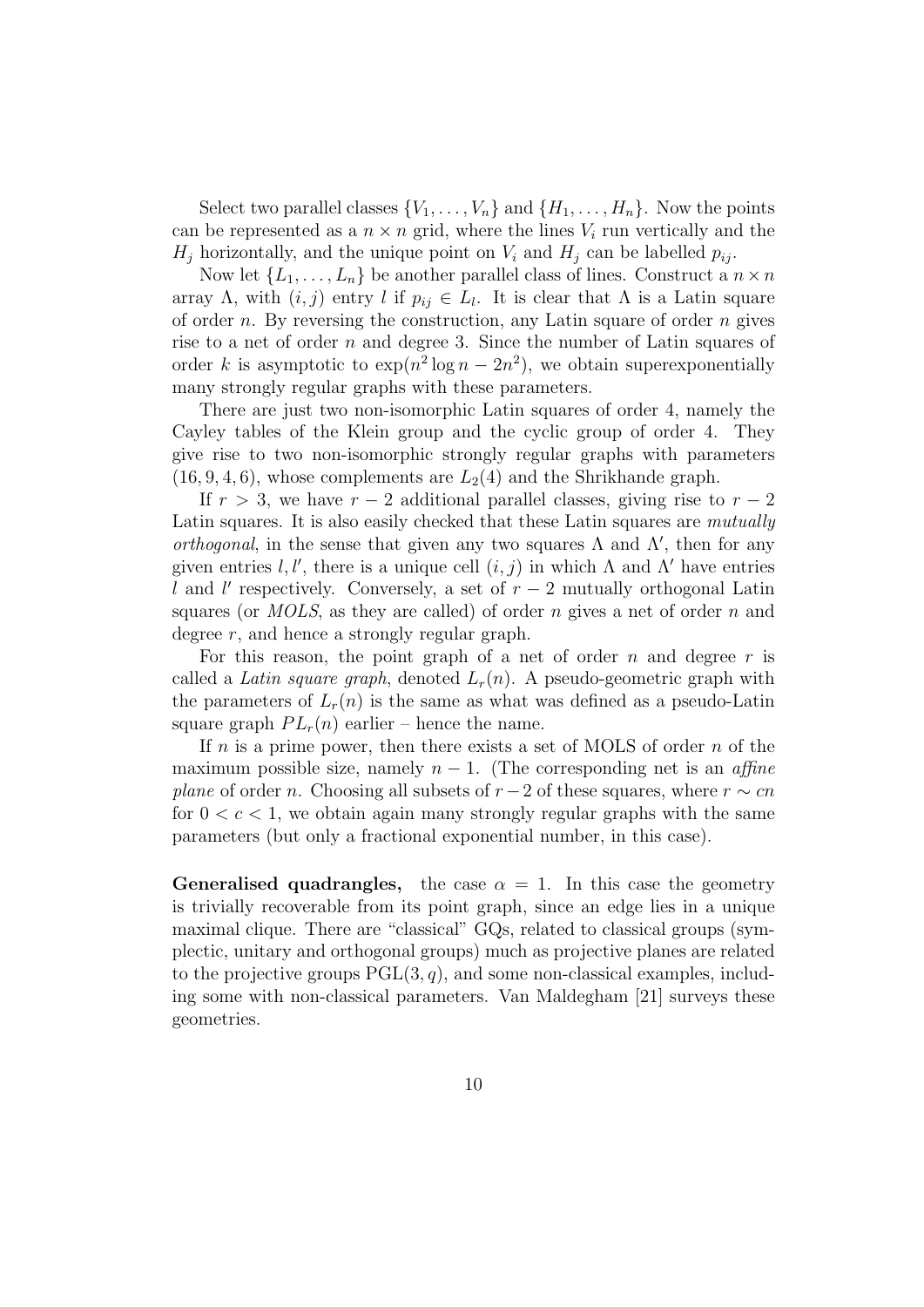Select two parallel classes $\{V_1, \dots, V_n\}$ and $\{H_1, \dots, H_n\}$. Now the points can be represented as a $n \times n$ grid, where the lines $V_i$ run vertically and the $H_j$ horizontally, and the unique point on $V_i$ and $H_j$ can be labelled $p_{ij}$.

Now let $\{L_1, \dots, L_n\}$ be another parallel class of lines. Construct a $n \times n$ array $\Lambda$, with $(i, j)$ entry $l$ if $p_{ij} \in L_l$. It is clear that $\Lambda$ is a Latin square of order $n$. By reversing the construction, any Latin square of order $n$ gives rise to a net of order $n$ and degree 3. Since the number of Latin squares of order $k$ is asymptotic to $\exp(n^2 \log n - 2n^2)$, we obtain superexponentially many strongly regular graphs with these parameters.

There are just two non-isomorphic Latin squares of order 4, namely the Cayley tables of the Klein group and the cyclic group of order 4. They give rise to two non-isomorphic strongly regular graphs with parameters $(16, 9, 4, 6)$, whose complements are $L_2(4)$ and the Shrikhande graph.

If $r > 3$, we have $r - 2$ additional parallel classes, giving rise to $r - 2$ Latin squares. It is also easily checked that these Latin squares are *mutually orthogonal*, in the sense that given any two squares $\Lambda$ and $\Lambda'$, then for any given entries $l, l'$, there is a unique cell $(i, j)$ in which $\Lambda$ and $\Lambda'$ have entries $l$ and $l'$ respectively. Conversely, a set of $r - 2$ mutually orthogonal Latin squares (or *MOLS*, as they are called) of order $n$ gives a net of order $n$ and degree $r$, and hence a strongly regular graph.

For this reason, the point graph of a net of order $n$ and degree $r$ is called a *Latin square graph*, denoted $L_r(n)$. A pseudo-geometric graph with the parameters of $L_r(n)$ is the same as what was defined as a pseudo-Latin square graph $PL_r(n)$ earlier – hence the name.

If $n$ is a prime power, then there exists a set of MOLS of order $n$ of the maximum possible size, namely $n - 1$. (The corresponding net is an *affine plane* of order $n$. Choosing all subsets of $r-2$ of these squares, where $r \sim cn$ for $0 < c < 1$, we obtain again many strongly regular graphs with the same parameters (but only a fractional exponential number, in this case).

**Generalised quadrangles,** the case $\alpha = 1$. In this case the geometry is trivially recoverable from its point graph, since an edge lies in a unique maximal clique. There are "classical" GQs, related to classical groups (symplectic, unitary and orthogonal groups) much as projective planes are related to the projective groups $\mathrm{PGL}(3, q)$, and some non-classical examples, including some with non-classical parameters. Van Maldegham [21] surveys these geometries.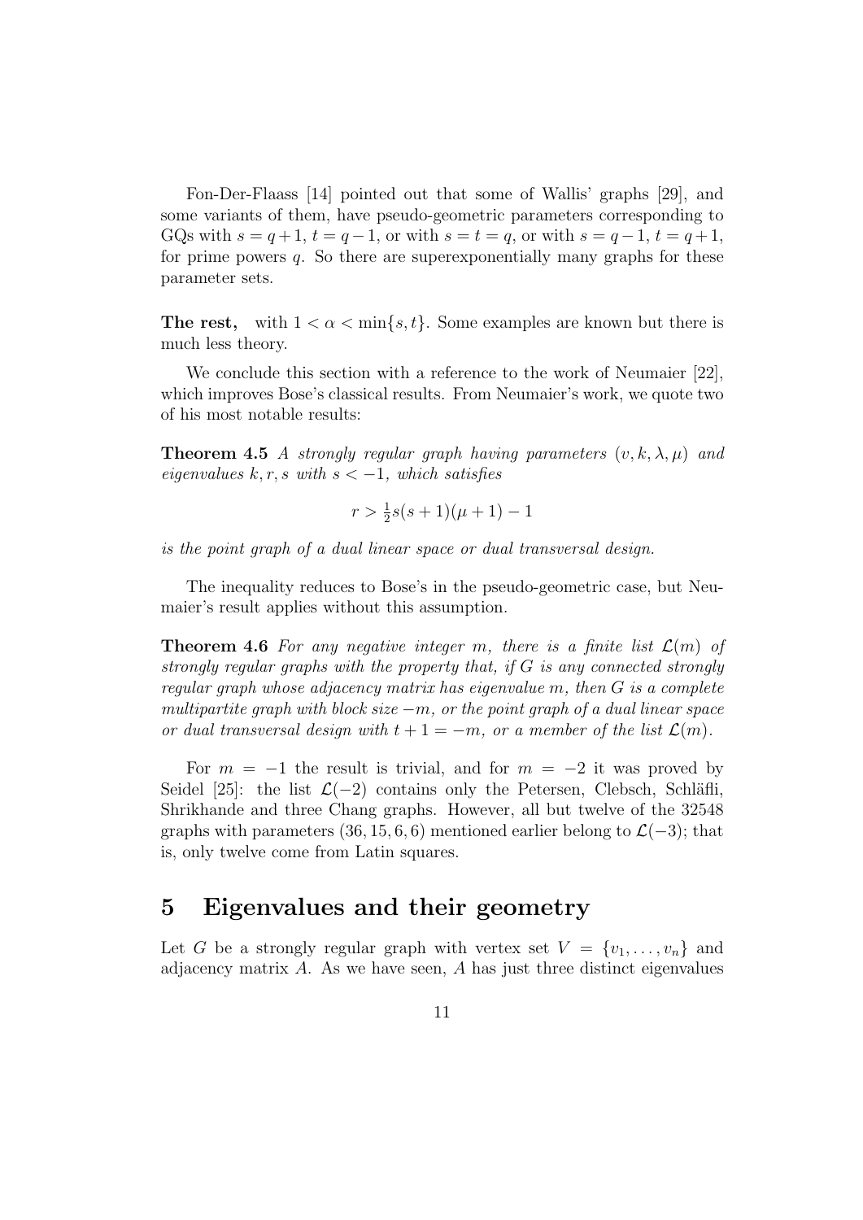Fon-Der-Flaass [14] pointed out that some of Wallis' graphs [29], and some variants of them, have pseudo-geometric parameters corresponding to GQs with $s = q+1$, $t = q-1$, or with $s = t = q$, or with $s = q-1$, $t = q+1$, for prime powers $q$. So there are superexponentially many graphs for these parameter sets.

**The rest,** with $1 < \alpha < \min\{s, t\}$. Some examples are known but there is much less theory.

We conclude this section with a reference to the work of Neumaier [22], which improves Bose's classical results. From Neumaier's work, we quote two of his most notable results:

**Theorem 4.5** *A strongly regular graph having parameters $(v, k, \lambda, \mu)$ and eigenvalues $k, r, s$ with $s < -1$, which satisfies*

$$r > \tfrac{1}{2}s(s+1)(\mu+1) - 1$$

*is the point graph of a dual linear space or dual transversal design.*

The inequality reduces to Bose's in the pseudo-geometric case, but Neumaier's result applies without this assumption.

**Theorem 4.6** *For any negative integer $m$, there is a finite list $\mathcal{L}(m)$ of strongly regular graphs with the property that, if $G$ is any connected strongly regular graph whose adjacency matrix has eigenvalue $m$, then $G$ is a complete multipartite graph with block size $-m$, or the point graph of a dual linear space or dual transversal design with $t+1 = -m$, or a member of the list $\mathcal{L}(m)$.*

For $m = -1$ the result is trivial, and for $m = -2$ it was proved by Seidel [25]: the list $\mathcal{L}(-2)$ contains only the Petersen, Clebsch, Schläfli, Shrikhande and three Chang graphs. However, all but twelve of the 32548 graphs with parameters $(36, 15, 6, 6)$ mentioned earlier belong to $\mathcal{L}(-3)$; that is, only twelve come from Latin squares.

## 5 Eigenvalues and their geometry

Let $G$ be a strongly regular graph with vertex set $V = \{v_1, \ldots, v_n\}$ and adjacency matrix $A$. As we have seen, $A$ has just three distinct eigenvalues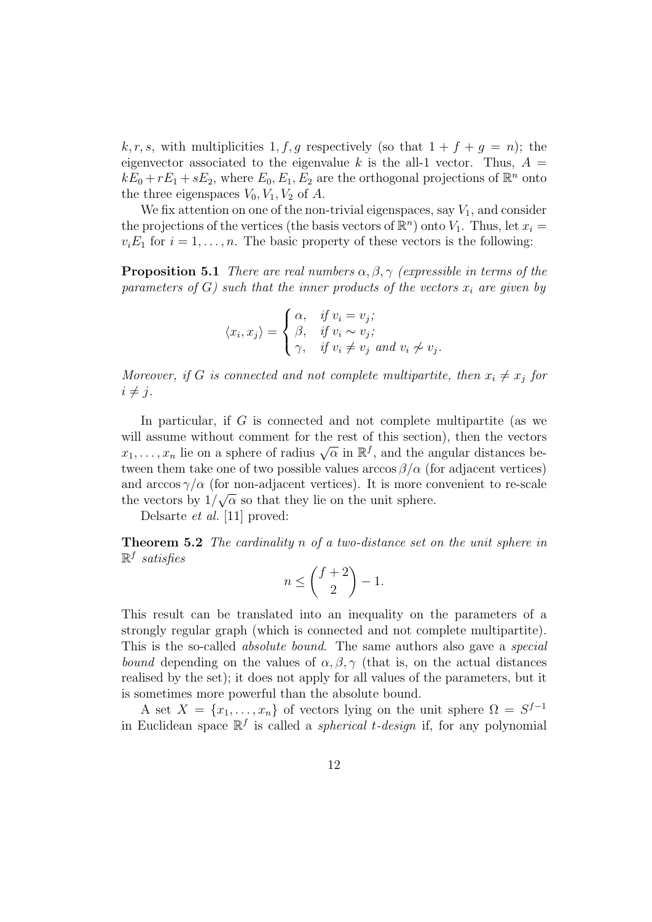$k, r, s$, with multiplicities $1, f, g$ respectively (so that $1 + f + g = n$); the eigenvector associated to the eigenvalue $k$ is the all-1 vector. Thus, $A = kE_0 + rE_1 + sE_2$, where $E_0, E_1, E_2$ are the orthogonal projections of $\mathbb{R}^n$ onto the three eigenspaces $V_0, V_1, V_2$ of $A$.

We fix attention on one of the non-trivial eigenspaces, say $V_1$, and consider the projections of the vertices (the basis vectors of $\mathbb{R}^n$) onto $V_1$. Thus, let $x_i = v_i E_1$ for $i = 1, \ldots, n$. The basic property of these vectors is the following:

**Proposition 5.1** *There are real numbers $\alpha, \beta, \gamma$ (expressible in terms of the parameters of $G$) such that the inner products of the vectors $x_i$ are given by*

$$\langle x_i, x_j \rangle = \begin{cases} \alpha, & \text{if } v_i = v_j; \\ \beta, & \text{if } v_i \sim v_j; \\ \gamma, & \text{if } v_i \neq v_j \text{ and } v_i \not\sim v_j. \end{cases}$$

*Moreover, if $G$ is connected and not complete multipartite, then $x_i \neq x_j$ for $i \neq j$.*

In particular, if $G$ is connected and not complete multipartite (as we will assume without comment for the rest of this section), then the vectors $x_1, \ldots, x_n$ lie on a sphere of radius $\sqrt{\alpha}$ in $\mathbb{R}^f$, and the angular distances between them take one of two possible values $\arccos \beta/\alpha$ (for adjacent vertices) and $\arccos \gamma/\alpha$ (for non-adjacent vertices). It is more convenient to re-scale the vectors by $1/\sqrt{\alpha}$ so that they lie on the unit sphere.

Delsarte *et al.* [11] proved:

**Theorem 5.2** *The cardinality $n$ of a two-distance set on the unit sphere in $\mathbb{R}^f$ satisfies*

$$n \leq \binom{f+2}{2} - 1.$$

This result can be translated into an inequality on the parameters of a strongly regular graph (which is connected and not complete multipartite). This is the so-called *absolute bound*. The same authors also gave a *special bound* depending on the values of $\alpha, \beta, \gamma$ (that is, on the actual distances realised by the set); it does not apply for all values of the parameters, but it is sometimes more powerful than the absolute bound.

A set $X = \{x_1, \ldots, x_n\}$ of vectors lying on the unit sphere $\Omega = S^{f-1}$ in Euclidean space $\mathbb{R}^f$ is called a *spherical $t$-design* if, for any polynomial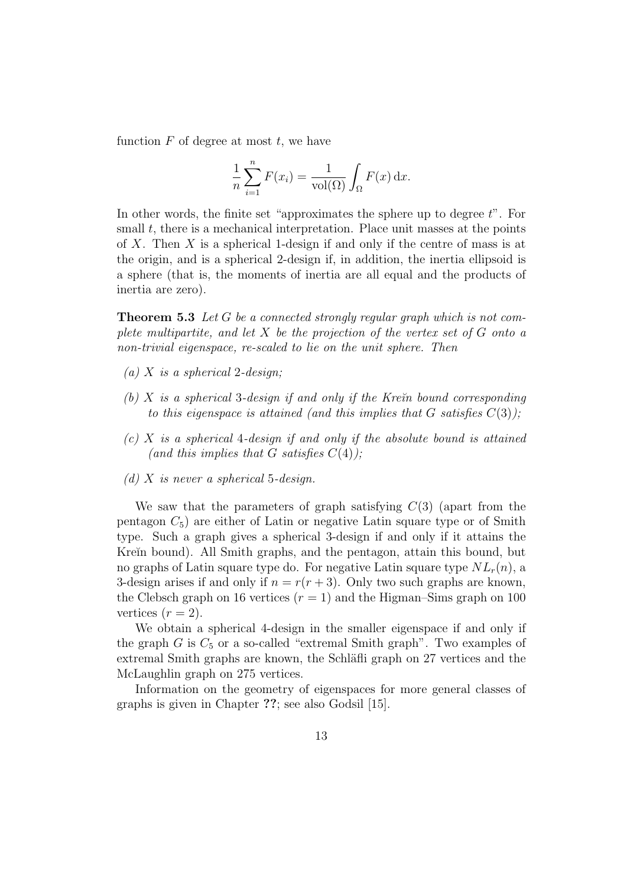function $F$ of degree at most $t$, we have

$$\frac{1}{n}\sum_{i=1}^{n} F(x_i) = \frac{1}{\mathrm{vol}(\Omega)}\int_{\Omega} F(x)\,\mathrm{d}x.$$

In other words, the finite set "approximates the sphere up to degree $t$". For small $t$, there is a mechanical interpretation. Place unit masses at the points of $X$. Then $X$ is a spherical 1-design if and only if the centre of mass is at the origin, and is a spherical 2-design if, in addition, the inertia ellipsoid is a sphere (that is, the moments of inertia are all equal and the products of inertia are zero).

**Theorem 5.3** *Let $G$ be a connected strongly regular graph which is not complete multipartite, and let $X$ be the projection of the vertex set of $G$ onto a non-trivial eigenspace, re-scaled to lie on the unit sphere. Then*

*(a) $X$ is a spherical 2-design;*

*(b) $X$ is a spherical 3-design if and only if the Kreĭn bound corresponding to this eigenspace is attained (and this implies that $G$ satisfies $C(3)$);*

*(c) $X$ is a spherical 4-design if and only if the absolute bound is attained (and this implies that $G$ satisfies $C(4)$);*

*(d) $X$ is never a spherical 5-design.*

We saw that the parameters of graph satisfying $C(3)$ (apart from the pentagon $C_5$) are either of Latin or negative Latin square type or of Smith type. Such a graph gives a spherical 3-design if and only if it attains the Kreĭn bound). All Smith graphs, and the pentagon, attain this bound, but no graphs of Latin square type do. For negative Latin square type $NL_r(n)$, a 3-design arises if and only if $n = r(r+3)$. Only two such graphs are known, the Clebsch graph on 16 vertices ($r = 1$) and the Higman–Sims graph on 100 vertices ($r = 2$).

We obtain a spherical 4-design in the smaller eigenspace if and only if the graph $G$ is $C_5$ or a so-called "extremal Smith graph". Two examples of extremal Smith graphs are known, the Schläfli graph on 27 vertices and the McLaughlin graph on 275 vertices.

Information on the geometry of eigenspaces for more general classes of graphs is given in Chapter **??**; see also Godsil [15].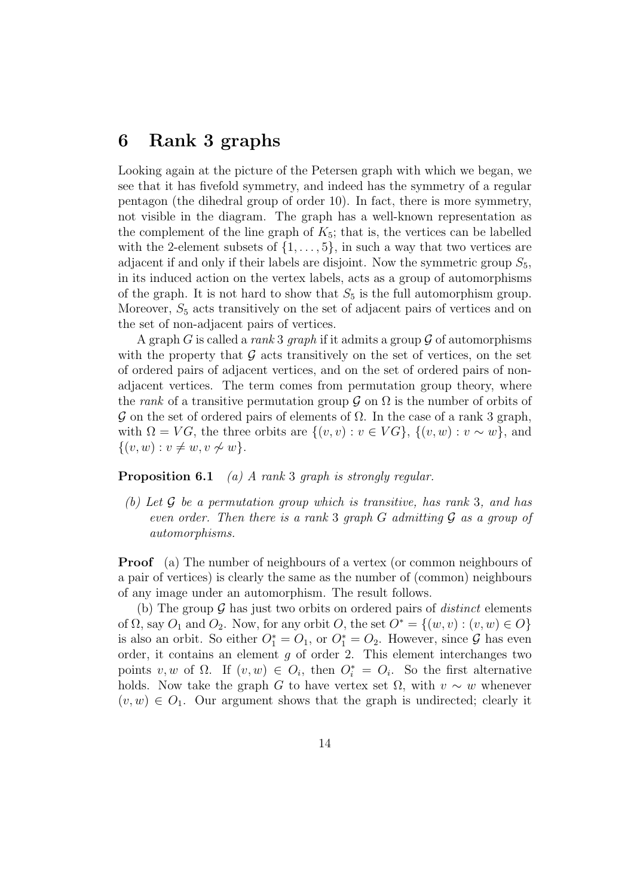## 6 Rank 3 graphs

Looking again at the picture of the Petersen graph with which we began, we see that it has fivefold symmetry, and indeed has the symmetry of a regular pentagon (the dihedral group of order 10). In fact, there is more symmetry, not visible in the diagram. The graph has a well-known representation as the complement of the line graph of $K_5$; that is, the vertices can be labelled with the 2-element subsets of $\{1, \ldots, 5\}$, in such a way that two vertices are adjacent if and only if their labels are disjoint. Now the symmetric group $S_5$, in its induced action on the vertex labels, acts as a group of automorphisms of the graph. It is not hard to show that $S_5$ is the full automorphism group. Moreover, $S_5$ acts transitively on the set of adjacent pairs of vertices and on the set of non-adjacent pairs of vertices.

A graph $G$ is called a *rank* 3 *graph* if it admits a group $\mathcal{G}$ of automorphisms with the property that $\mathcal{G}$ acts transitively on the set of vertices, on the set of ordered pairs of adjacent vertices, and on the set of ordered pairs of non-adjacent vertices. The term comes from permutation group theory, where the *rank* of a transitive permutation group $\mathcal{G}$ on $\Omega$ is the number of orbits of $\mathcal{G}$ on the set of ordered pairs of elements of $\Omega$. In the case of a rank 3 graph, with $\Omega = VG$, the three orbits are $\{(v, v) : v \in VG\}$, $\{(v, w) : v \sim w\}$, and $\{(v, w) : v \neq w, v \not\sim w\}$.

**Proposition 6.1** *(a) A rank* 3 *graph is strongly regular.*

*(b) Let $\mathcal{G}$ be a permutation group which is transitive, has rank* 3*, and has even order. Then there is a rank* 3 *graph $G$ admitting $\mathcal{G}$ as a group of automorphisms.*

**Proof** (a) The number of neighbours of a vertex (or common neighbours of a pair of vertices) is clearly the same as the number of (common) neighbours of any image under an automorphism. The result follows.

(b) The group $\mathcal{G}$ has just two orbits on ordered pairs of *distinct* elements of $\Omega$, say $O_1$ and $O_2$. Now, for any orbit $O$, the set $O^* = \{(w, v) : (v, w) \in O\}$ is also an orbit. So either $O_1^* = O_1$, or $O_1^* = O_2$. However, since $\mathcal{G}$ has even order, it contains an element $g$ of order 2. This element interchanges two points $v, w$ of $\Omega$. If $(v, w) \in O_i$, then $O_i^* = O_i$. So the first alternative holds. Now take the graph $G$ to have vertex set $\Omega$, with $v \sim w$ whenever $(v, w) \in O_1$. Our argument shows that the graph is undirected; clearly it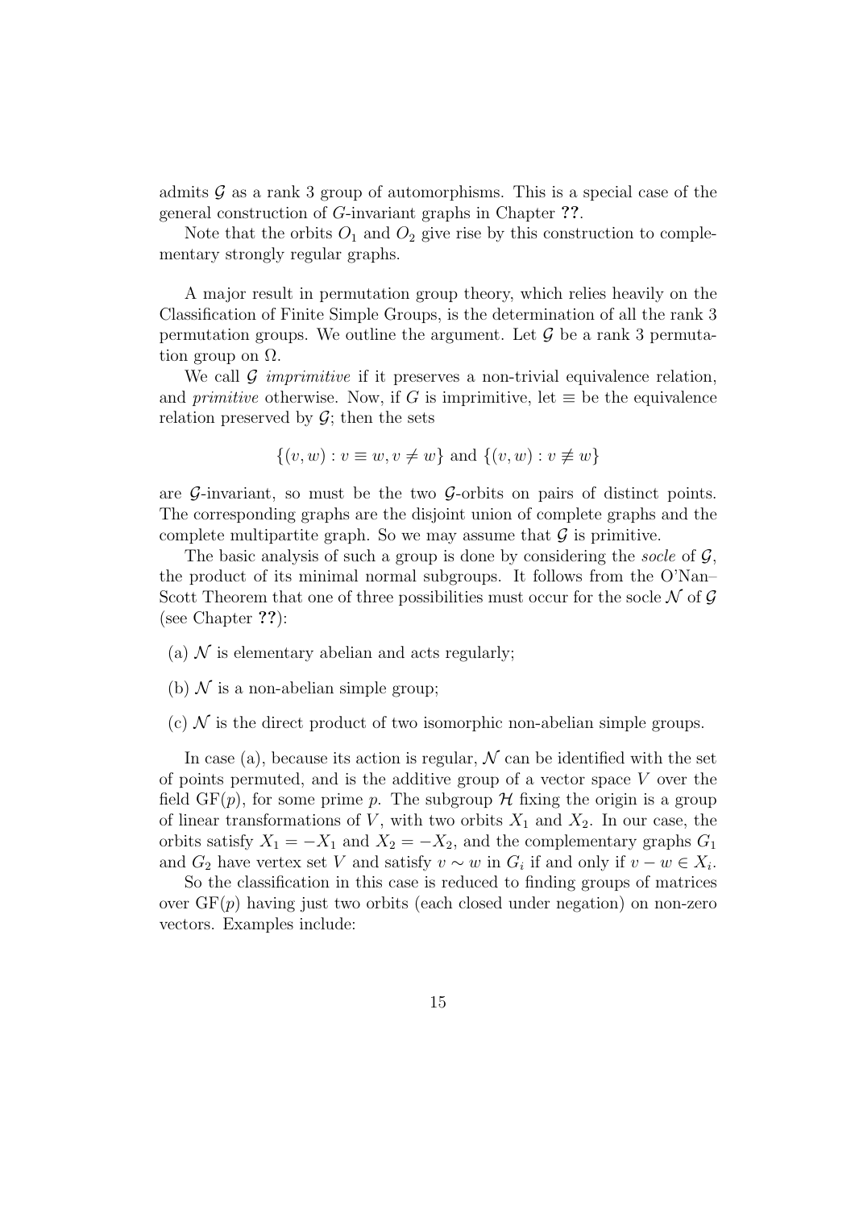admits $\mathcal{G}$ as a rank 3 group of automorphisms. This is a special case of the general construction of $G$-invariant graphs in Chapter **??**.

Note that the orbits $O_1$ and $O_2$ give rise by this construction to complementary strongly regular graphs.

A major result in permutation group theory, which relies heavily on the Classification of Finite Simple Groups, is the determination of all the rank 3 permutation groups. We outline the argument. Let $\mathcal{G}$ be a rank 3 permutation group on $\Omega$.

We call $\mathcal{G}$ *imprimitive* if it preserves a non-trivial equivalence relation, and *primitive* otherwise. Now, if $G$ is imprimitive, let $\equiv$ be the equivalence relation preserved by $\mathcal{G}$; then the sets

$$\{(v, w) : v \equiv w, v \neq w\} \text{ and } \{(v, w) : v \not\equiv w\}$$

are $\mathcal{G}$-invariant, so must be the two $\mathcal{G}$-orbits on pairs of distinct points. The corresponding graphs are the disjoint union of complete graphs and the complete multipartite graph. So we may assume that $\mathcal{G}$ is primitive.

The basic analysis of such a group is done by considering the *socle* of $\mathcal{G}$, the product of its minimal normal subgroups. It follows from the O'Nan–Scott Theorem that one of three possibilities must occur for the socle $\mathcal{N}$ of $\mathcal{G}$ (see Chapter **??**):

(a) $\mathcal{N}$ is elementary abelian and acts regularly;

(b) $\mathcal{N}$ is a non-abelian simple group;

(c) $\mathcal{N}$ is the direct product of two isomorphic non-abelian simple groups.

In case (a), because its action is regular, $\mathcal{N}$ can be identified with the set of points permuted, and is the additive group of a vector space $V$ over the field $\mathrm{GF}(p)$, for some prime $p$. The subgroup $\mathcal{H}$ fixing the origin is a group of linear transformations of $V$, with two orbits $X_1$ and $X_2$. In our case, the orbits satisfy $X_1 = -X_1$ and $X_2 = -X_2$, and the complementary graphs $G_1$ and $G_2$ have vertex set $V$ and satisfy $v \sim w$ in $G_i$ if and only if $v - w \in X_i$.

So the classification in this case is reduced to finding groups of matrices over $\mathrm{GF}(p)$ having just two orbits (each closed under negation) on non-zero vectors. Examples include: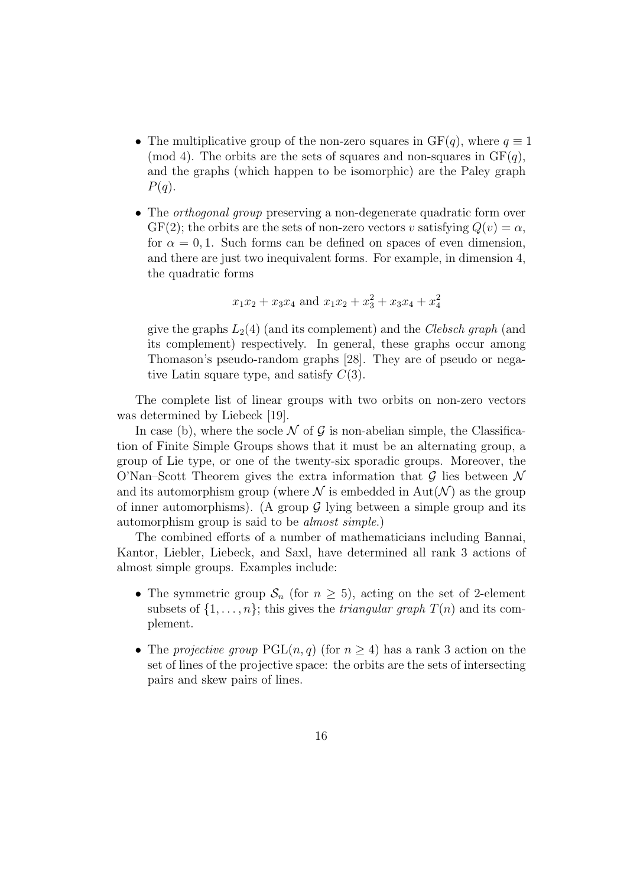- The multiplicative group of the non-zero squares in $\mathrm{GF}(q)$, where $q \equiv 1 \pmod 4$. The orbits are the sets of squares and non-squares in $\mathrm{GF}(q)$, and the graphs (which happen to be isomorphic) are the Paley graph $P(q)$.

- The *orthogonal group* preserving a non-degenerate quadratic form over $\mathrm{GF}(2)$; the orbits are the sets of non-zero vectors $v$ satisfying $Q(v) = \alpha$, for $\alpha = 0, 1$. Such forms can be defined on spaces of even dimension, and there are just two inequivalent forms. For example, in dimension 4, the quadratic forms

$$x_1x_2 + x_3x_4 \text{ and } x_1x_2 + x_3^2 + x_3x_4 + x_4^2$$

give the graphs $L_2(4)$ (and its complement) and the *Clebsch graph* (and its complement) respectively. In general, these graphs occur among Thomason's pseudo-random graphs [28]. They are of pseudo or negative Latin square type, and satisfy $C(3)$.

The complete list of linear groups with two orbits on non-zero vectors was determined by Liebeck [19].

In case (b), where the socle $\mathcal{N}$ of $\mathcal{G}$ is non-abelian simple, the Classification of Finite Simple Groups shows that it must be an alternating group, a group of Lie type, or one of the twenty-six sporadic groups. Moreover, the O'Nan–Scott Theorem gives the extra information that $\mathcal{G}$ lies between $\mathcal{N}$ and its automorphism group (where $\mathcal{N}$ is embedded in $\mathrm{Aut}(\mathcal{N})$ as the group of inner automorphisms). (A group $\mathcal{G}$ lying between a simple group and its automorphism group is said to be *almost simple*.)

The combined efforts of a number of mathematicians including Bannai, Kantor, Liebler, Liebeck, and Saxl, have determined all rank 3 actions of almost simple groups. Examples include:

- The symmetric group $\mathcal{S}_n$ (for $n \geq 5$), acting on the set of 2-element subsets of $\{1, \ldots, n\}$; this gives the *triangular graph* $T(n)$ and its complement.

- The *projective group* $\mathrm{PGL}(n, q)$ (for $n \geq 4$) has a rank 3 action on the set of lines of the projective space: the orbits are the sets of intersecting pairs and skew pairs of lines.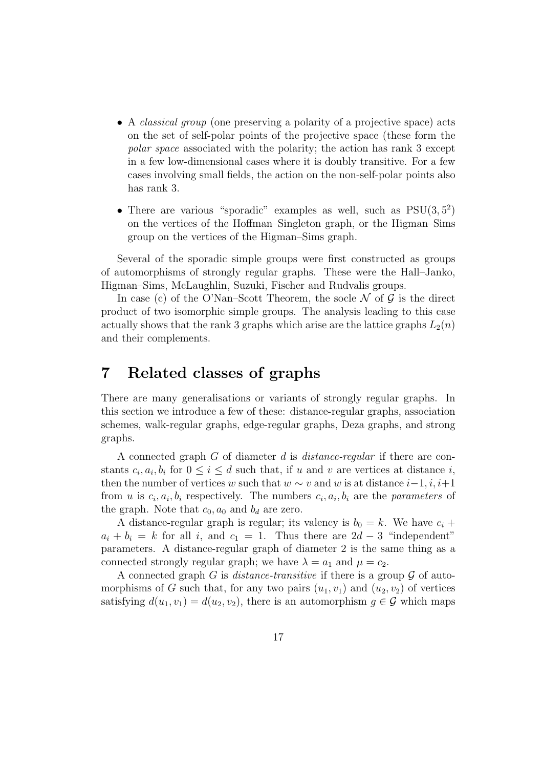- A *classical group* (one preserving a polarity of a projective space) acts on the set of self-polar points of the projective space (these form the *polar space* associated with the polarity; the action has rank 3 except in a few low-dimensional cases where it is doubly transitive. For a few cases involving small fields, the action on the non-self-polar points also has rank 3.
- There are various "sporadic" examples as well, such as $\mathrm{PSU}(3, 5^2)$ on the vertices of the Hoffman–Singleton graph, or the Higman–Sims group on the vertices of the Higman–Sims graph.

Several of the sporadic simple groups were first constructed as groups of automorphisms of strongly regular graphs. These were the Hall–Janko, Higman–Sims, McLaughlin, Suzuki, Fischer and Rudvalis groups.

In case (c) of the O'Nan–Scott Theorem, the socle $\mathcal{N}$ of $\mathcal{G}$ is the direct product of two isomorphic simple groups. The analysis leading to this case actually shows that the rank 3 graphs which arise are the lattice graphs $L_2(n)$ and their complements.

# 7 Related classes of graphs

There are many generalisations or variants of strongly regular graphs. In this section we introduce a few of these: distance-regular graphs, association schemes, walk-regular graphs, edge-regular graphs, Deza graphs, and strong graphs.

A connected graph $G$ of diameter $d$ is *distance-regular* if there are constants $c_i, a_i, b_i$ for $0 \leq i \leq d$ such that, if $u$ and $v$ are vertices at distance $i$, then the number of vertices $w$ such that $w \sim v$ and $w$ is at distance $i-1, i, i+1$ from $u$ is $c_i, a_i, b_i$ respectively. The numbers $c_i, a_i, b_i$ are the *parameters* of the graph. Note that $c_0, a_0$ and $b_d$ are zero.

A distance-regular graph is regular; its valency is $b_0 = k$. We have $c_i + a_i + b_i = k$ for all $i$, and $c_1 = 1$. Thus there are $2d - 3$ "independent" parameters. A distance-regular graph of diameter 2 is the same thing as a connected strongly regular graph; we have $\lambda = a_1$ and $\mu = c_2$.

A connected graph $G$ is *distance-transitive* if there is a group $\mathcal{G}$ of automorphisms of $G$ such that, for any two pairs $(u_1, v_1)$ and $(u_2, v_2)$ of vertices satisfying $d(u_1, v_1) = d(u_2, v_2)$, there is an automorphism $g \in \mathcal{G}$ which maps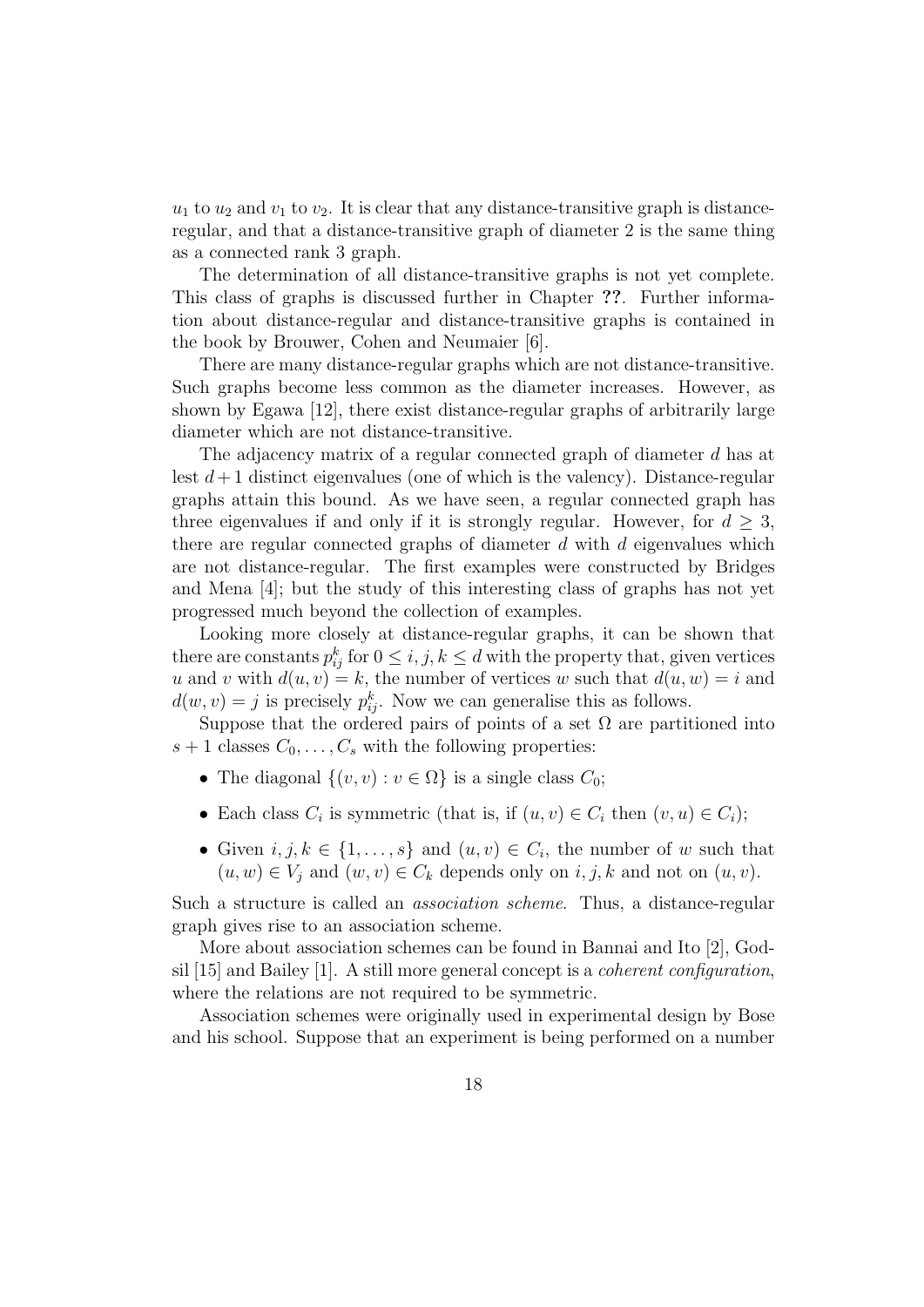$u_1$ to $u_2$ and $v_1$ to $v_2$. It is clear that any distance-transitive graph is distance-regular, and that a distance-transitive graph of diameter 2 is the same thing as a connected rank 3 graph.

The determination of all distance-transitive graphs is not yet complete. This class of graphs is discussed further in Chapter **??**. Further information about distance-regular and distance-transitive graphs is contained in the book by Brouwer, Cohen and Neumaier [6].

There are many distance-regular graphs which are not distance-transitive. Such graphs become less common as the diameter increases. However, as shown by Egawa [12], there exist distance-regular graphs of arbitrarily large diameter which are not distance-transitive.

The adjacency matrix of a regular connected graph of diameter $d$ has at lest $d+1$ distinct eigenvalues (one of which is the valency). Distance-regular graphs attain this bound. As we have seen, a regular connected graph has three eigenvalues if and only if it is strongly regular. However, for $d \geq 3$, there are regular connected graphs of diameter $d$ with $d$ eigenvalues which are not distance-regular. The first examples were constructed by Bridges and Mena [4]; but the study of this interesting class of graphs has not yet progressed much beyond the collection of examples.

Looking more closely at distance-regular graphs, it can be shown that there are constants $p_{ij}^k$ for $0 \leq i, j, k \leq d$ with the property that, given vertices $u$ and $v$ with $d(u, v) = k$, the number of vertices $w$ such that $d(u, w) = i$ and $d(w, v) = j$ is precisely $p_{ij}^k$. Now we can generalise this as follows.

Suppose that the ordered pairs of points of a set $\Omega$ are partitioned into $s+1$ classes $C_0, \ldots, C_s$ with the following properties:

- The diagonal $\{(v, v) : v \in \Omega\}$ is a single class $C_0$;
- Each class $C_i$ is symmetric (that is, if $(u, v) \in C_i$ then $(v, u) \in C_i$);
- Given $i, j, k \in \{1, \ldots, s\}$ and $(u, v) \in C_i$, the number of $w$ such that $(u, w) \in V_j$ and $(w, v) \in C_k$ depends only on $i, j, k$ and not on $(u, v)$.

Such a structure is called an *association scheme*. Thus, a distance-regular graph gives rise to an association scheme.

More about association schemes can be found in Bannai and Ito [2], Godsil [15] and Bailey [1]. A still more general concept is a *coherent configuration*, where the relations are not required to be symmetric.

Association schemes were originally used in experimental design by Bose and his school. Suppose that an experiment is being performed on a number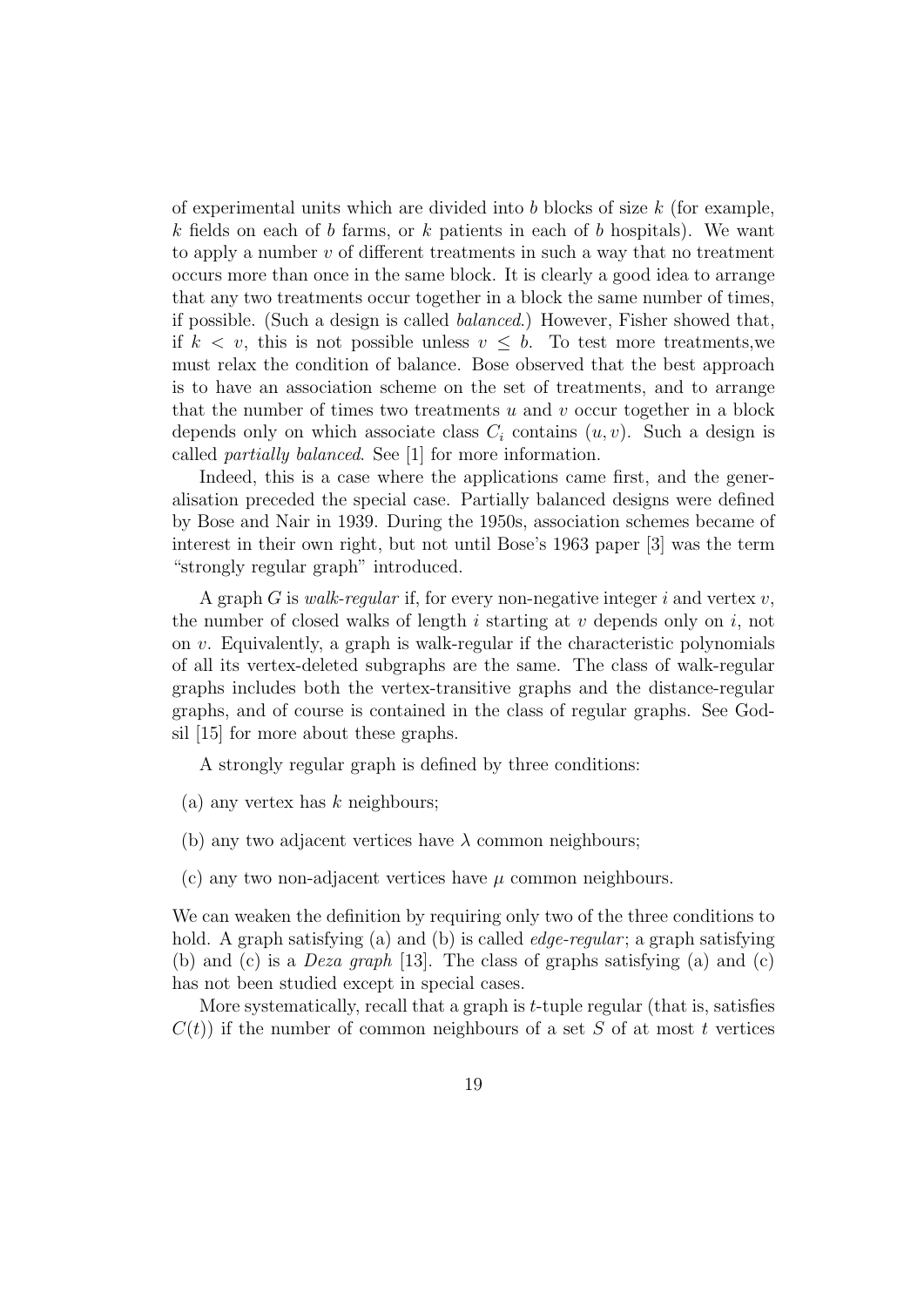of experimental units which are divided into $b$ blocks of size $k$ (for example, $k$ fields on each of $b$ farms, or $k$ patients in each of $b$ hospitals). We want to apply a number $v$ of different treatments in such a way that no treatment occurs more than once in the same block. It is clearly a good idea to arrange that any two treatments occur together in a block the same number of times, if possible. (Such a design is called *balanced*.) However, Fisher showed that, if $k < v$, this is not possible unless $v \leq b$. To test more treatments,we must relax the condition of balance. Bose observed that the best approach is to have an association scheme on the set of treatments, and to arrange that the number of times two treatments $u$ and $v$ occur together in a block depends only on which associate class $C_i$ contains $(u, v)$. Such a design is called *partially balanced*. See [1] for more information.

Indeed, this is a case where the applications came first, and the generalisation preceded the special case. Partially balanced designs were defined by Bose and Nair in 1939. During the 1950s, association schemes became of interest in their own right, but not until Bose's 1963 paper [3] was the term "strongly regular graph" introduced.

A graph $G$ is *walk-regular* if, for every non-negative integer $i$ and vertex $v$, the number of closed walks of length $i$ starting at $v$ depends only on $i$, not on $v$. Equivalently, a graph is walk-regular if the characteristic polynomials of all its vertex-deleted subgraphs are the same. The class of walk-regular graphs includes both the vertex-transitive graphs and the distance-regular graphs, and of course is contained in the class of regular graphs. See Godsil [15] for more about these graphs.

A strongly regular graph is defined by three conditions:

(a) any vertex has $k$ neighbours;

(b) any two adjacent vertices have $\lambda$ common neighbours;

(c) any two non-adjacent vertices have $\mu$ common neighbours.

We can weaken the definition by requiring only two of the three conditions to hold. A graph satisfying (a) and (b) is called *edge-regular*; a graph satisfying (b) and (c) is a *Deza graph* [13]. The class of graphs satisfying (a) and (c) has not been studied except in special cases.

More systematically, recall that a graph is $t$-tuple regular (that is, satisfies $C(t)$) if the number of common neighbours of a set $S$ of at most $t$ vertices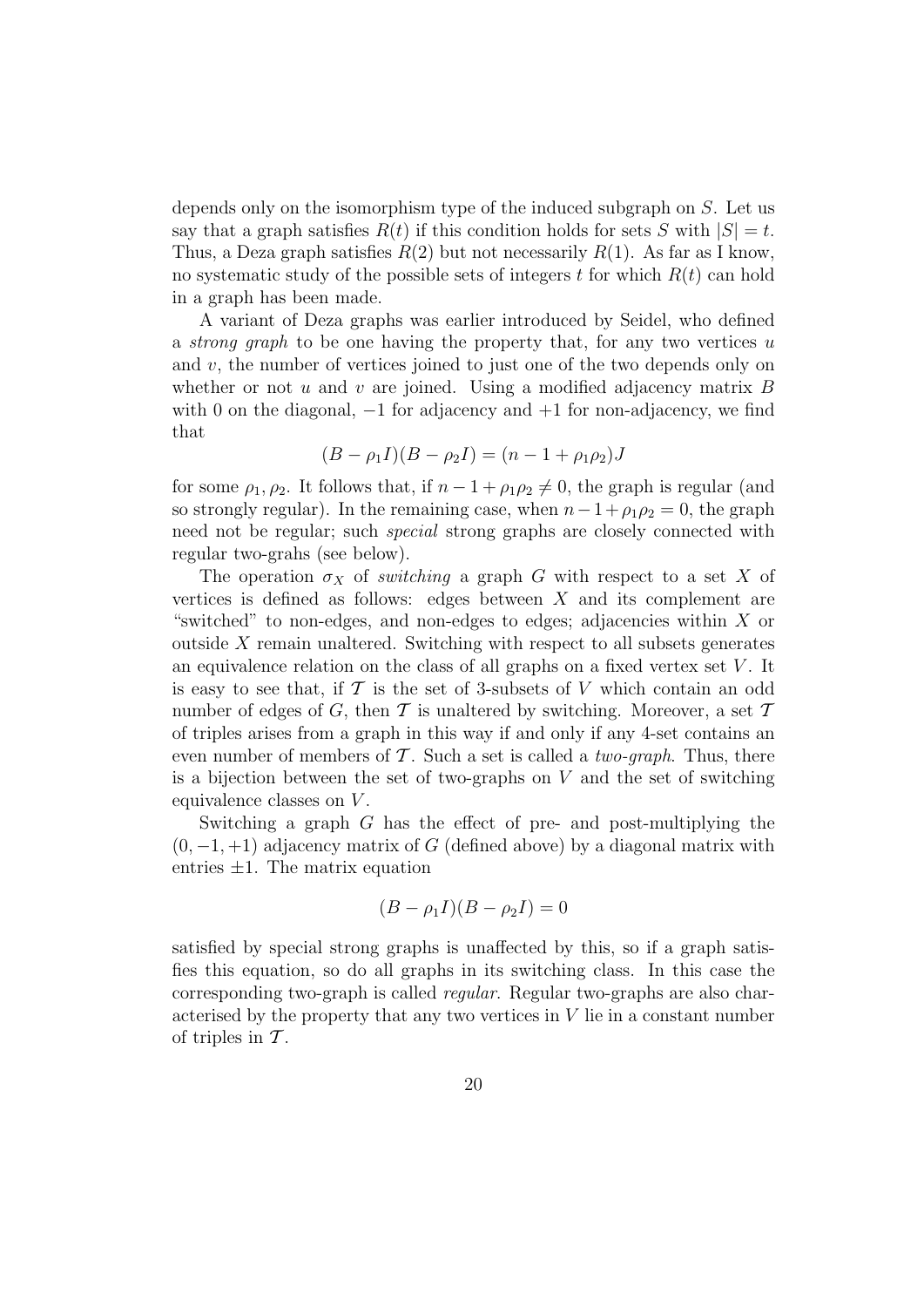depends only on the isomorphism type of the induced subgraph on $S$. Let us say that a graph satisfies $R(t)$ if this condition holds for sets $S$ with $|S| = t$. Thus, a Deza graph satisfies $R(2)$ but not necessarily $R(1)$. As far as I know, no systematic study of the possible sets of integers $t$ for which $R(t)$ can hold in a graph has been made.

A variant of Deza graphs was earlier introduced by Seidel, who defined a *strong graph* to be one having the property that, for any two vertices $u$ and $v$, the number of vertices joined to just one of the two depends only on whether or not $u$ and $v$ are joined. Using a modified adjacency matrix $B$ with 0 on the diagonal, $-1$ for adjacency and $+1$ for non-adjacency, we find that

$$(B - \rho_1 I)(B - \rho_2 I) = (n - 1 + \rho_1\rho_2)J$$

for some $\rho_1, \rho_2$. It follows that, if $n - 1 + \rho_1\rho_2 \neq 0$, the graph is regular (and so strongly regular). In the remaining case, when $n - 1 + \rho_1\rho_2 = 0$, the graph need not be regular; such *special* strong graphs are closely connected with regular two-grahs (see below).

The operation $\sigma_X$ of *switching* a graph $G$ with respect to a set $X$ of vertices is defined as follows: edges between $X$ and its complement are "switched" to non-edges, and non-edges to edges; adjacencies within $X$ or outside $X$ remain unaltered. Switching with respect to all subsets generates an equivalence relation on the class of all graphs on a fixed vertex set $V$. It is easy to see that, if $\mathcal{T}$ is the set of 3-subsets of $V$ which contain an odd number of edges of $G$, then $\mathcal{T}$ is unaltered by switching. Moreover, a set $\mathcal{T}$ of triples arises from a graph in this way if and only if any 4-set contains an even number of members of $\mathcal{T}$. Such a set is called a *two-graph*. Thus, there is a bijection between the set of two-graphs on $V$ and the set of switching equivalence classes on $V$.

Switching a graph $G$ has the effect of pre- and post-multiplying the $(0, -1, +1)$ adjacency matrix of $G$ (defined above) by a diagonal matrix with entries $\pm 1$. The matrix equation

$$(B - \rho_1 I)(B - \rho_2 I) = 0$$

satisfied by special strong graphs is unaffected by this, so if a graph satisfies this equation, so do all graphs in its switching class. In this case the corresponding two-graph is called *regular*. Regular two-graphs are also characterised by the property that any two vertices in $V$ lie in a constant number of triples in $\mathcal{T}$.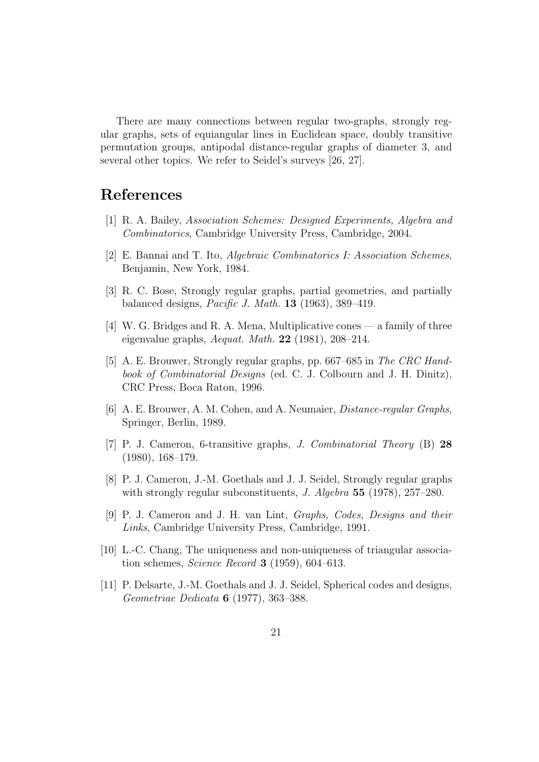There are many connections between regular two-graphs, strongly regular graphs, sets of equiangular lines in Euclidean space, doubly transitive permutation groups, antipodal distance-regular graphs of diameter 3, and several other topics. We refer to Seidel's surveys [26, 27].

# References

[1] R. A. Bailey, *Association Schemes: Designed Experiments, Algebra and Combinatorics*, Cambridge University Press, Cambridge, 2004.

[2] E. Bannai and T. Ito, *Algebraic Combinatorics I: Association Schemes*, Benjamin, New York, 1984.

[3] R. C. Bose, Strongly regular graphs, partial geometries, and partially balanced designs, *Pacific J. Math.* **13** (1963), 389–419.

[4] W. G. Bridges and R. A. Mena, Multiplicative cones — a family of three eigenvalue graphs, *Aequat. Math.* **22** (1981), 208–214.

[5] A. E. Brouwer, Strongly regular graphs, pp. 667–685 in *The CRC Handbook of Combinatorial Designs* (ed. C. J. Colbourn and J. H. Dinitz), CRC Press, Boca Raton, 1996.

[6] A. E. Brouwer, A. M. Cohen, and A. Neumaier, *Distance-regular Graphs*, Springer, Berlin, 1989.

[7] P. J. Cameron, 6-transitive graphs, *J. Combinatorial Theory* (B) **28** (1980), 168–179.

[8] P. J. Cameron, J.-M. Goethals and J. J. Seidel, Strongly regular graphs with strongly regular subconstituents, *J. Algebra* **55** (1978), 257–280.

[9] P. J. Cameron and J. H. van Lint, *Graphs, Codes, Designs and their Links*, Cambridge University Press, Cambridge, 1991.

[10] L.-C. Chang, The uniqueness and non-uniqueness of triangular association schemes, *Science Record* **3** (1959), 604–613.

[11] P. Delsarte, J.-M. Goethals and J. J. Seidel, Spherical codes and designs, *Geometriae Dedicata* **6** (1977), 363–388.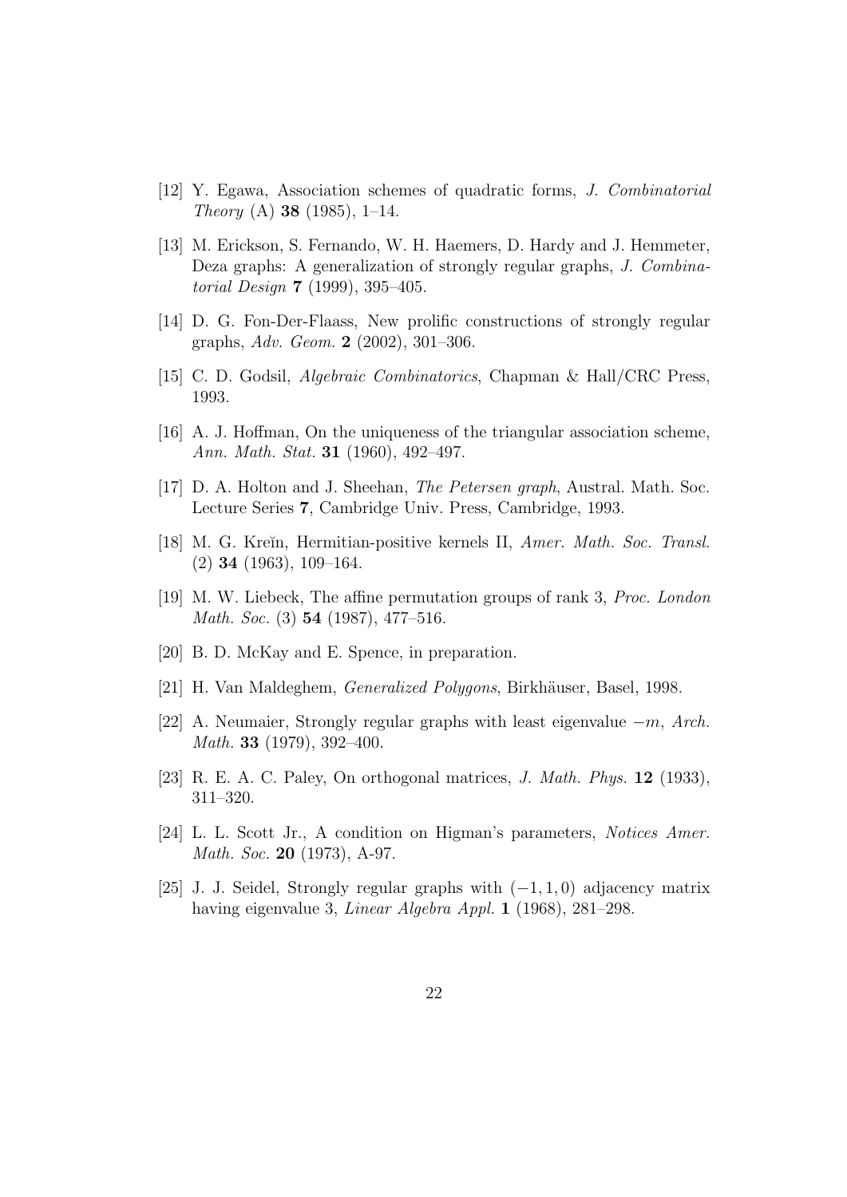[12] Y. Egawa, Association schemes of quadratic forms, *J. Combinatorial Theory* (A) **38** (1985), 1–14.

[13] M. Erickson, S. Fernando, W. H. Haemers, D. Hardy and J. Hemmeter, Deza graphs: A generalization of strongly regular graphs, *J. Combinatorial Design* **7** (1999), 395–405.

[14] D. G. Fon-Der-Flaass, New prolific constructions of strongly regular graphs, *Adv. Geom.* **2** (2002), 301–306.

[15] C. D. Godsil, *Algebraic Combinatorics*, Chapman & Hall/CRC Press, 1993.

[16] A. J. Hoffman, On the uniqueness of the triangular association scheme, *Ann. Math. Stat.* **31** (1960), 492–497.

[17] D. A. Holton and J. Sheehan, *The Petersen graph*, Austral. Math. Soc. Lecture Series **7**, Cambridge Univ. Press, Cambridge, 1993.

[18] M. G. Kreĭn, Hermitian-positive kernels II, *Amer. Math. Soc. Transl.* (2) **34** (1963), 109–164.

[19] M. W. Liebeck, The affine permutation groups of rank 3, *Proc. London Math. Soc.* (3) **54** (1987), 477–516.

[20] B. D. McKay and E. Spence, in preparation.

[21] H. Van Maldeghem, *Generalized Polygons*, Birkhäuser, Basel, 1998.

[22] A. Neumaier, Strongly regular graphs with least eigenvalue $-m$, *Arch. Math.* **33** (1979), 392–400.

[23] R. E. A. C. Paley, On orthogonal matrices, *J. Math. Phys.* **12** (1933), 311–320.

[24] L. L. Scott Jr., A condition on Higman's parameters, *Notices Amer. Math. Soc.* **20** (1973), A-97.

[25] J. J. Seidel, Strongly regular graphs with $(-1, 1, 0)$ adjacency matrix having eigenvalue 3, *Linear Algebra Appl.* **1** (1968), 281–298.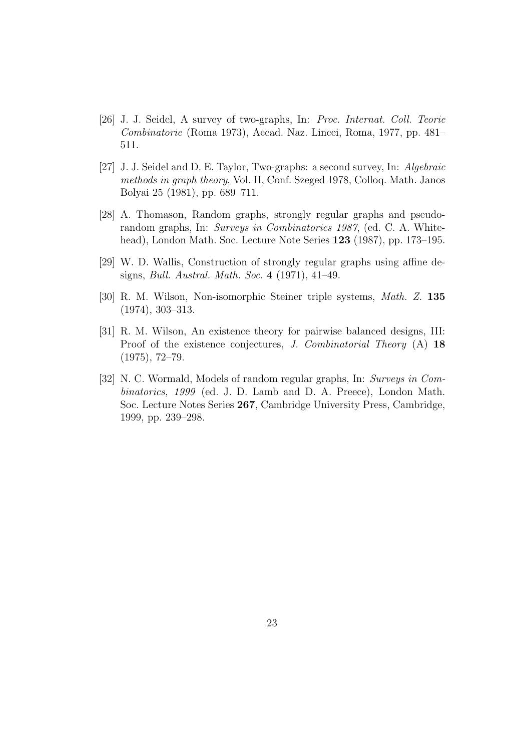[26] J. J. Seidel, A survey of two-graphs, In: *Proc. Internat. Coll. Teorie Combinatorie* (Roma 1973), Accad. Naz. Lincei, Roma, 1977, pp. 481–511.

[27] J. J. Seidel and D. E. Taylor, Two-graphs: a second survey, In: *Algebraic methods in graph theory*, Vol. II, Conf. Szeged 1978, Colloq. Math. Janos Bolyai 25 (1981), pp. 689–711.

[28] A. Thomason, Random graphs, strongly regular graphs and pseudo-random graphs, In: *Surveys in Combinatorics 1987*, (ed. C. A. Whitehead), London Math. Soc. Lecture Note Series **123** (1987), pp. 173–195.

[29] W. D. Wallis, Construction of strongly regular graphs using affine designs, *Bull. Austral. Math. Soc.* **4** (1971), 41–49.

[30] R. M. Wilson, Non-isomorphic Steiner triple systems, *Math. Z.* **135** (1974), 303–313.

[31] R. M. Wilson, An existence theory for pairwise balanced designs, III: Proof of the existence conjectures, *J. Combinatorial Theory* (A) **18** (1975), 72–79.

[32] N. C. Wormald, Models of random regular graphs, In: *Surveys in Combinatorics, 1999* (ed. J. D. Lamb and D. A. Preece), London Math. Soc. Lecture Notes Series **267**, Cambridge University Press, Cambridge, 1999, pp. 239–298.